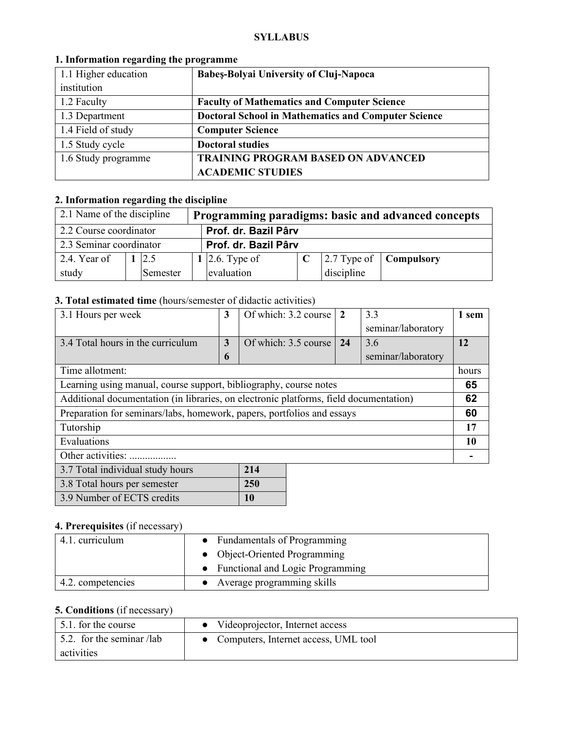**SYLLABUS**

### 1. Information regarding the programme

| | |
|---|---|
| 1.1 Higher education institution | **Babeş-Bolyai University of Cluj-Napoca** |
| 1.2 Faculty | **Faculty of Mathematics and Computer Science** |
| 1.3 Department | **Doctoral School in Mathematics and Computer Science** |
| 1.4 Field of study | **Computer Science** |
| 1.5 Study cycle | **Doctoral studies** |
| 1.6 Study programme | **TRAINING PROGRAM BASED ON ADVANCED ACADEMIC STUDIES** |

### 2. Information regarding the discipline

| | | | | | | | |
|---|---|---|---|---|---|---|---|
| 2.1 Name of the discipline | **Programming paradigms: basic and advanced concepts** | | | | | | |
| 2.2 Course coordinator | **Prof. dr. Bazil Pârv** | | | | | | |
| 2.3 Seminar coordinator | **Prof. dr. Bazil Pârv** | | | | | | |
| 2.4. Year of study | **1** | 2.5 Semester | **1** | 2.6. Type of evaluation | **C** | 2.7 Type of discipline | **Compulsory** |

### 3. Total estimated time (hours/semester of didactic activities)

| | | | | | |
|---|---|---|---|---|---|
| 3.1 Hours per week | **3** | Of which: 3.2 course | **2** | 3.3 seminar/laboratory | **1 sem** |
| 3.4 Total hours in the curriculum | **36** | Of which: 3.5 course | **24** | 3.6 seminar/laboratory | **12** |

| Time allotment: | hours |
|---|---|
| Learning using manual, course support, bibliography, course notes | **65** |
| Additional documentation (in libraries, on electronic platforms, field documentation) | **62** |
| Preparation for seminars/labs, homework, papers, portfolios and essays | **60** |
| Tutorship | **17** |
| Evaluations | **10** |
| Other activities: .................. | **-** |

| | |
|---|---|
| 3.7 Total individual study hours | **214** |
| 3.8 Total hours per semester | **250** |
| 3.9 Number of ECTS credits | **10** |

### 4. Prerequisites (if necessary)

| | |
|---|---|
| 4.1. curriculum | • Fundamentals of Programming<br>• Object-Oriented Programming<br>• Functional and Logic Programming |
| 4.2. competencies | • Average programming skills |

### 5. Conditions (if necessary)

| | |
|---|---|
| 5.1. for the course | • Videoprojector, Internet access |
| 5.2. for the seminar /lab activities | • Computers, Internet access, UML tool |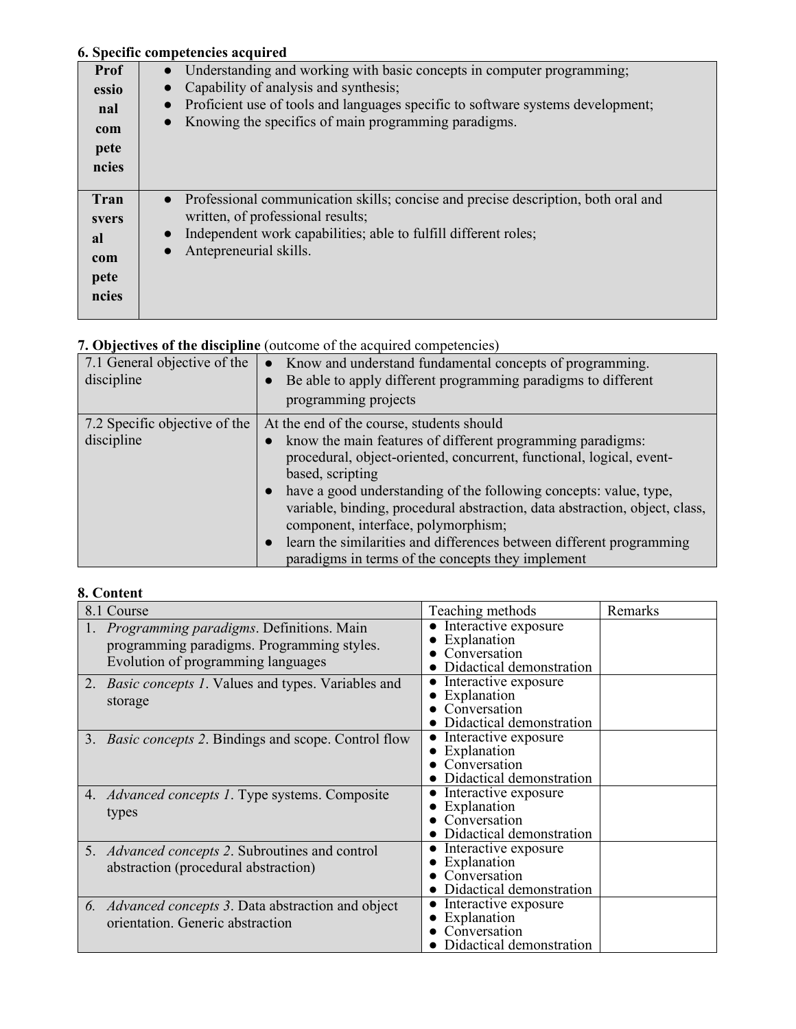### 6. Specific competencies acquired

| | |
|---|---|
| **Professional competencies** | • Understanding and working with basic concepts in computer programming;<br>• Capability of analysis and synthesis;<br>• Proficient use of tools and languages specific to software systems development;<br>• Knowing the specifics of main programming paradigms. |
| **Transversal competencies** | • Professional communication skills; concise and precise description, both oral and written, of professional results;<br>• Independent work capabilities; able to fulfill different roles;<br>• Antepreneurial skills. |

### 7. Objectives of the discipline (outcome of the acquired competencies)

| | |
|---|---|
| 7.1 General objective of the discipline | • Know and understand fundamental concepts of programming.<br>• Be able to apply different programming paradigms to different programming projects |
| 7.2 Specific objective of the discipline | At the end of the course, students should<br>• know the main features of different programming paradigms: procedural, object-oriented, concurrent, functional, logical, event-based, scripting<br>• have a good understanding of the following concepts: value, type, variable, binding, procedural abstraction, data abstraction, object, class, component, interface, polymorphism;<br>• learn the similarities and differences between different programming paradigms in terms of the concepts they implement |

### 8. Content

| 8.1 Course | Teaching methods | Remarks |
|---|---|---|
| 1. *Programming paradigms*. Definitions. Main programming paradigms. Programming styles. Evolution of programming languages | • Interactive exposure<br>• Explanation<br>• Conversation<br>• Didactical demonstration | |
| 2. *Basic concepts 1*. Values and types. Variables and storage | • Interactive exposure<br>• Explanation<br>• Conversation<br>• Didactical demonstration | |
| 3. *Basic concepts 2*. Bindings and scope. Control flow | • Interactive exposure<br>• Explanation<br>• Conversation<br>• Didactical demonstration | |
| 4. *Advanced concepts 1*. Type systems. Composite types | • Interactive exposure<br>• Explanation<br>• Conversation<br>• Didactical demonstration | |
| 5. *Advanced concepts 2*. Subroutines and control abstraction (procedural abstraction) | • Interactive exposure<br>• Explanation<br>• Conversation<br>• Didactical demonstration | |
| *6. Advanced concepts 3*. Data abstraction and object orientation. Generic abstraction | • Interactive exposure<br>• Explanation<br>• Conversation<br>• Didactical demonstration | |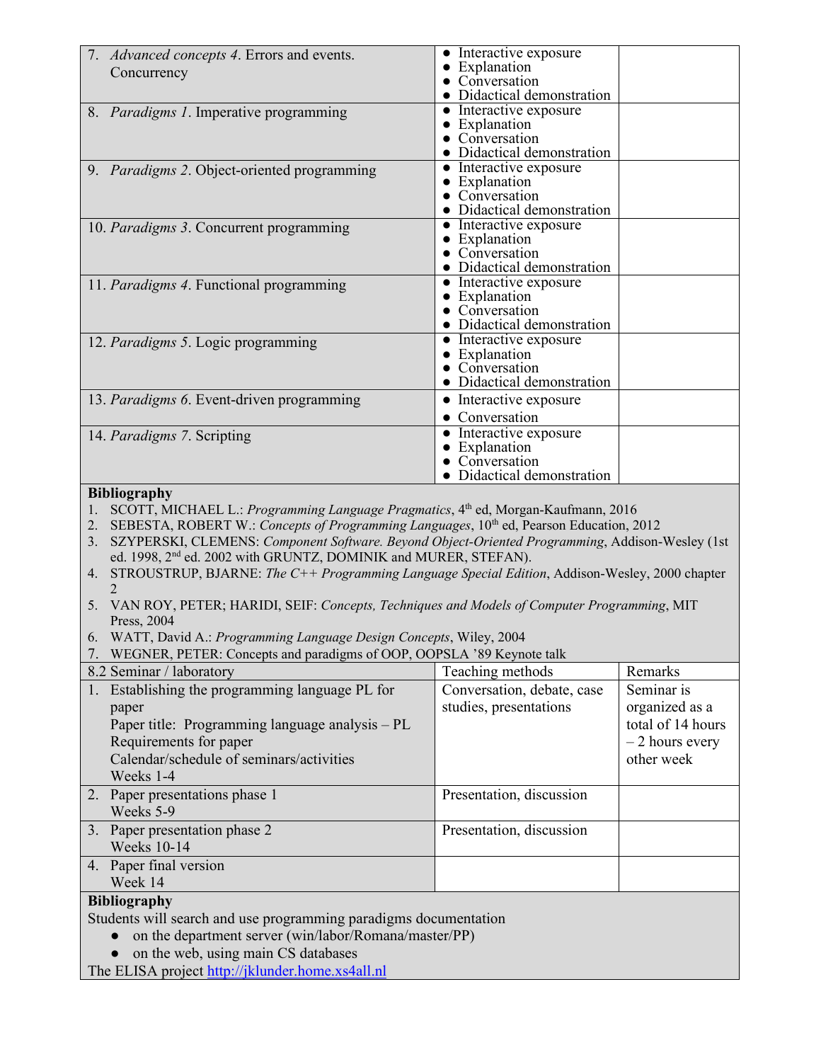| | | |
|---|---|---|
| 7. *Advanced concepts 4*. Errors and events. Concurrency | • Interactive exposure<br>• Explanation<br>• Conversation<br>• Didactical demonstration | |
| 8. *Paradigms 1*. Imperative programming | • Interactive exposure<br>• Explanation<br>• Conversation<br>• Didactical demonstration | |
| 9. *Paradigms 2*. Object-oriented programming | • Interactive exposure<br>• Explanation<br>• Conversation<br>• Didactical demonstration | |
| 10. *Paradigms 3*. Concurrent programming | • Interactive exposure<br>• Explanation<br>• Conversation<br>• Didactical demonstration | |
| 11. *Paradigms 4*. Functional programming | • Interactive exposure<br>• Explanation<br>• Conversation<br>• Didactical demonstration | |
| 12. *Paradigms 5*. Logic programming | • Interactive exposure<br>• Explanation<br>• Conversation<br>• Didactical demonstration | |
| 13. *Paradigms 6*. Event-driven programming | • Interactive exposure<br>• Conversation | |
| 14. *Paradigms 7*. Scripting | • Interactive exposure<br>• Explanation<br>• Conversation<br>• Didactical demonstration | |

**Bibliography**

1. SCOTT, MICHAEL L.: *Programming Language Pragmatics*, 4th ed, Morgan-Kaufmann, 2016
2. SEBESTA, ROBERT W.: *Concepts of Programming Languages*, 10th ed, Pearson Education, 2012
3. SZYPERSKI, CLEMENS: *Component Software. Beyond Object-Oriented Programming*, Addison-Wesley (1st ed. 1998, 2nd ed. 2002 with GRUNTZ, DOMINIK and MURER, STEFAN).
4. STROUSTRUP, BJARNE: *The C++ Programming Language Special Edition*, Addison-Wesley, 2000 chapter 2
5. VAN ROY, PETER; HARIDI, SEIF: *Concepts, Techniques and Models of Computer Programming*, MIT Press, 2004
6. WATT, David A.: *Programming Language Design Concepts*, Wiley, 2004
7. WEGNER, PETER: Concepts and paradigms of OOP, OOPSLA '89 Keynote talk

| 8.2 Seminar / laboratory | Teaching methods | Remarks |
|---|---|---|
| 1. Establishing the programming language PL for paper<br>Paper title: Programming language analysis – PL<br>Requirements for paper<br>Calendar/schedule of seminars/activities<br>Weeks 1-4 | Conversation, debate, case studies, presentations | Seminar is organized as a total of 14 hours – 2 hours every other week |
| 2. Paper presentations phase 1<br>Weeks 5-9 | Presentation, discussion | |
| 3. Paper presentation phase 2<br>Weeks 10-14 | Presentation, discussion | |
| 4. Paper final version<br>Week 14 | | |

**Bibliography**

Students will search and use programming paradigms documentation

- on the department server (win/labor/Romana/master/PP)
- on the web, using main CS databases

The ELISA project http://jklunder.home.xs4all.nl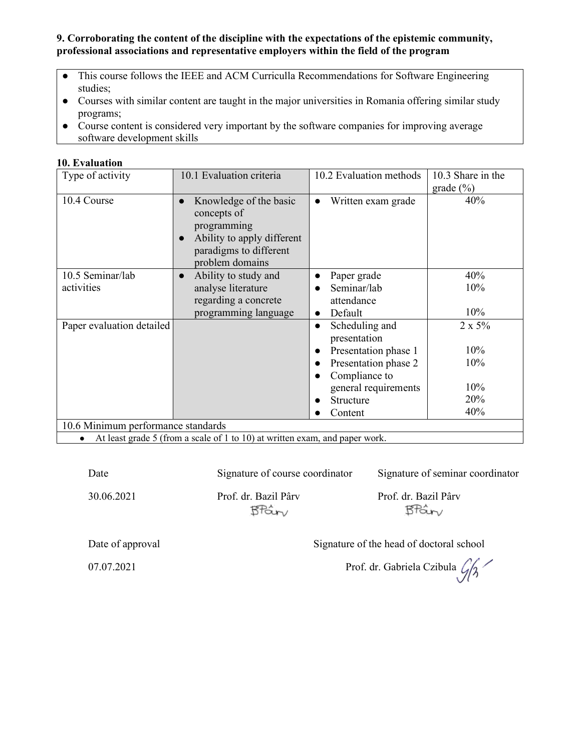**9. Corroborating the content of the discipline with the expectations of the epistemic community, professional associations and representative employers within the field of the program**

- This course follows the IEEE and ACM Curriculla Recommendations for Software Engineering studies;
- Courses with similar content are taught in the major universities in Romania offering similar study programs;
- Course content is considered very important by the software companies for improving average software development skills

**10. Evaluation**

| Type of activity | 10.1 Evaluation criteria | 10.2 Evaluation methods | 10.3 Share in the grade (%) |
|---|---|---|---|
| 10.4 Course | • Knowledge of the basic concepts of programming<br>• Ability to apply different paradigms to different problem domains | • Written exam grade | 40% |
| 10.5 Seminar/lab activities | • Ability to study and analyse literature regarding a concrete programming language | • Paper grade<br>• Seminar/lab attendance<br>• Default | 40%<br>10%<br>10% |
| Paper evaluation detailed | | • Scheduling and presentation<br>• Presentation phase 1<br>• Presentation phase 2<br>• Compliance to general requirements<br>• Structure<br>• Content | 2 x 5%<br>10%<br>10%<br>10%<br>20%<br>40% |
| 10.6 Minimum performance standards | | | |
| • At least grade 5 (from a scale of 1 to 10) at written exam, and paper work. | | | |

| Date | Signature of course coordinator | Signature of seminar coordinator |
|---|---|---|
| 30.06.2021 | Prof. dr. Bazil Pârv | Prof. dr. Bazil Pârv |

| Date of approval | Signature of the head of doctoral school |
|---|---|
| 07.07.2021 | Prof. dr. Gabriela Czibula |